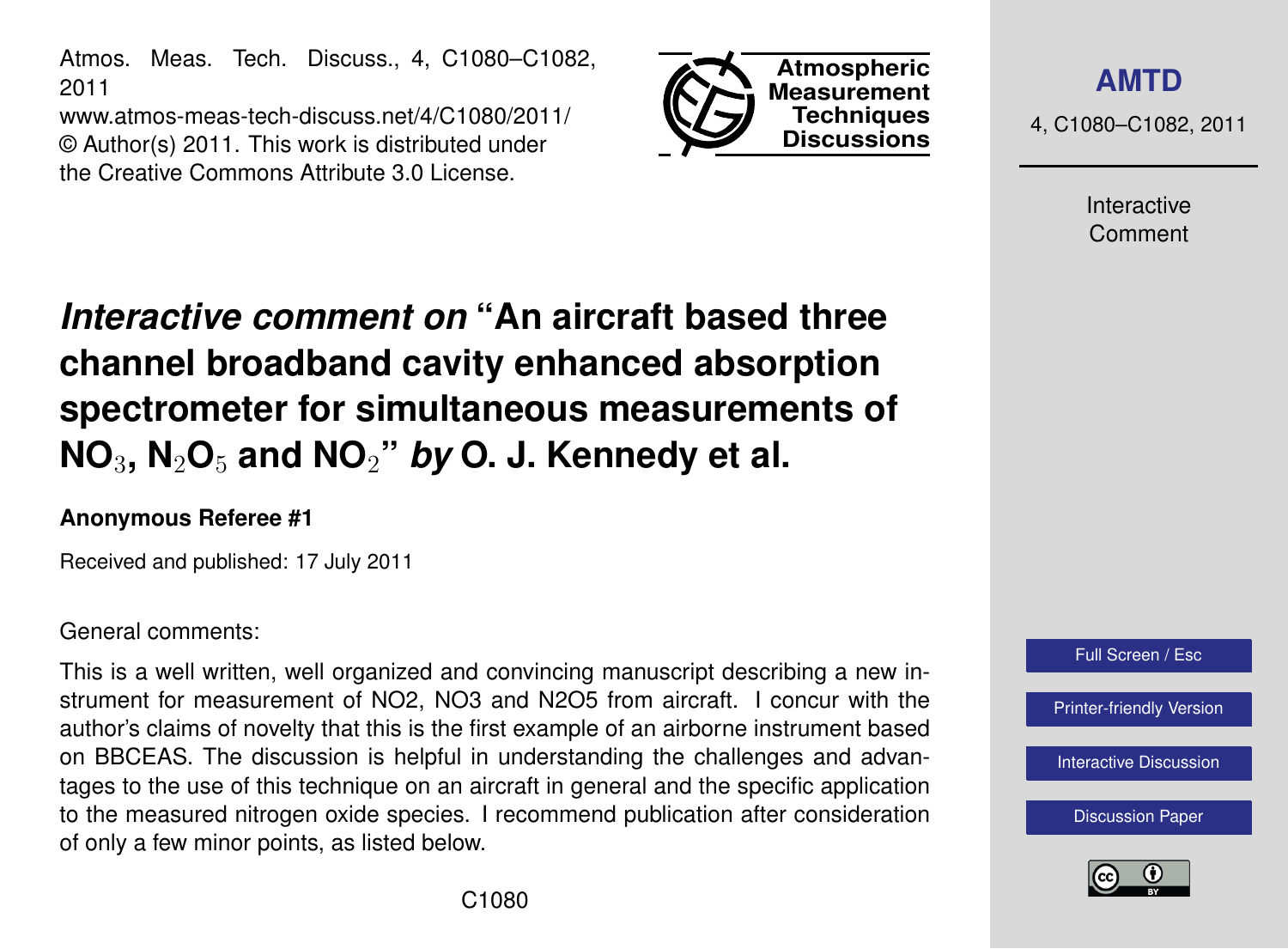# *Interactive comment on* "An aircraft based three channel broadband cavity enhanced absorption spectrometer for simultaneous measurements of $NO_3$, $N_2O_5$ and $NO_2$" *by* O. J. Kennedy et al.

**Anonymous Referee #1**

Received and published: 17 July 2011

General comments:

This is a well written, well organized and convincing manuscript describing a new instrument for measurement of NO2, NO3 and N2O5 from aircraft. I concur with the author's claims of novelty that this is the first example of an airborne instrument based on BBCEAS. The discussion is helpful in understanding the challenges and advantages to the use of this technique on an aircraft in general and the specific application to the measured nitrogen oxide species. I recommend publication after consideration of only a few minor points, as listed below.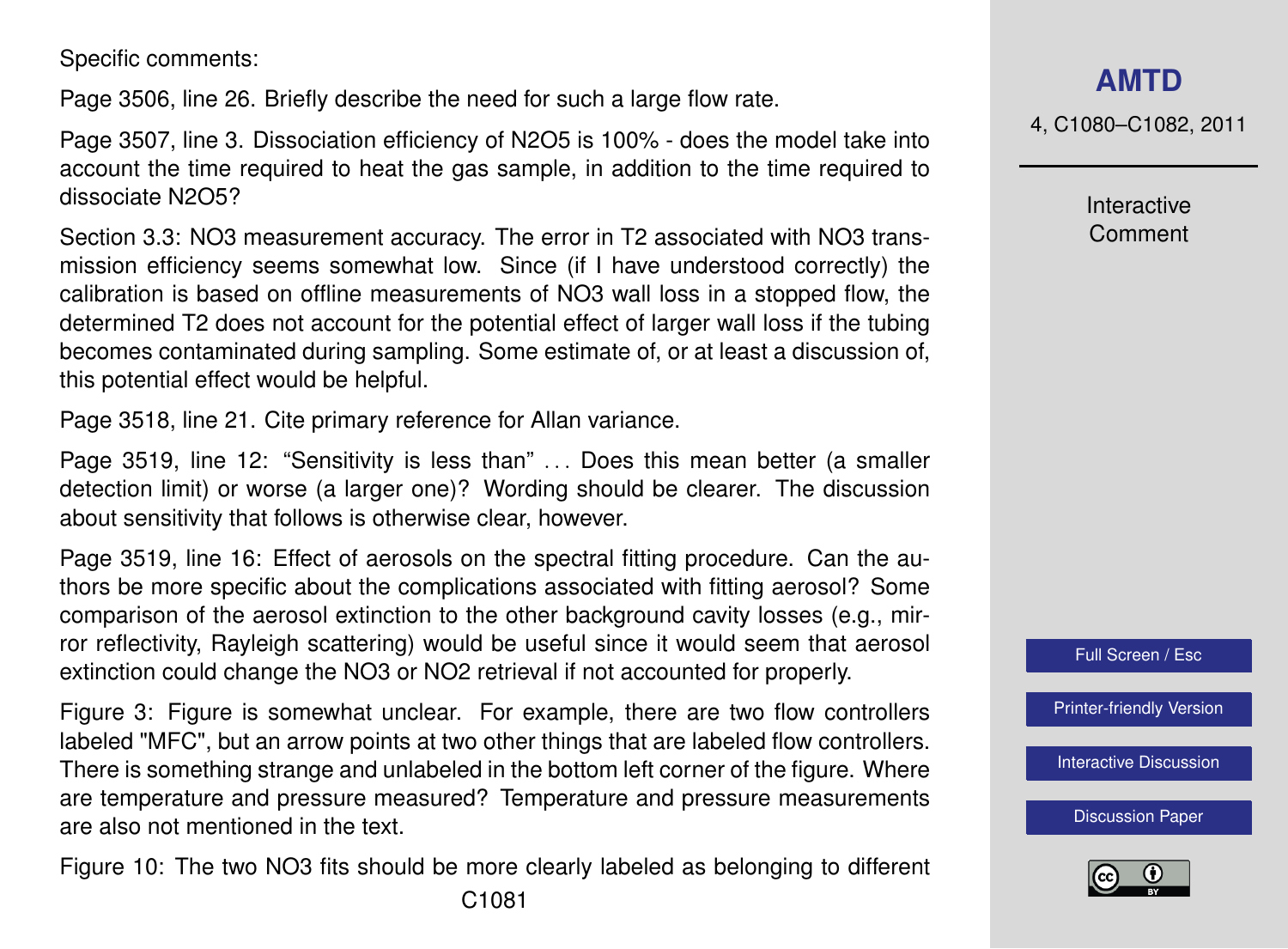Specific comments:

Page 3506, line 26. Briefly describe the need for such a large flow rate.

Page 3507, line 3. Dissociation efficiency of $N_2O_5$ is 100% - does the model take into account the time required to heat the gas sample, in addition to the time required to dissociate $N_2O_5$?

Section 3.3: $NO_3$ measurement accuracy. The error in T2 associated with $NO_3$ transmission efficiency seems somewhat low. Since (if I have understood correctly) the calibration is based on offline measurements of $NO_3$ wall loss in a stopped flow, the determined T2 does not account for the potential effect of larger wall loss if the tubing becomes contaminated during sampling. Some estimate of, or at least a discussion of, this potential effect would be helpful.

Page 3518, line 21. Cite primary reference for Allan variance.

Page 3519, line 12: "Sensitivity is less than" ... Does this mean better (a smaller detection limit) or worse (a larger one)? Wording should be clearer. The discussion about sensitivity that follows is otherwise clear, however.

Page 3519, line 16: Effect of aerosols on the spectral fitting procedure. Can the authors be more specific about the complications associated with fitting aerosol? Some comparison of the aerosol extinction to the other background cavity losses (e.g., mirror reflectivity, Rayleigh scattering) would be useful since it would seem that aerosol extinction could change the $NO_3$ or $NO_2$ retrieval if not accounted for properly.

Figure 3: Figure is somewhat unclear. For example, there are two flow controllers labeled "MFC", but an arrow points at two other things that are labeled flow controllers. There is something strange and unlabeled in the bottom left corner of the figure. Where are temperature and pressure measured? Temperature and pressure measurements are also not mentioned in the text.

Figure 10: The two $NO_3$ fits should be more clearly labeled as belonging to different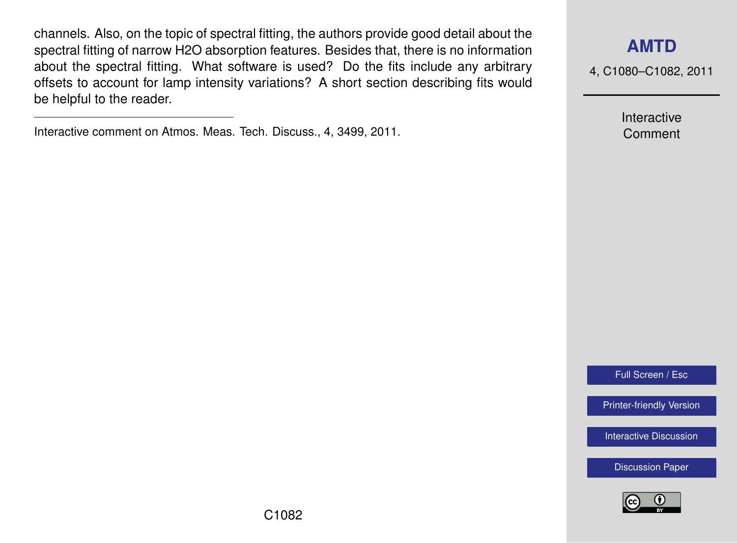channels. Also, on the topic of spectral fitting, the authors provide good detail about the spectral fitting of narrow $H_2O$ absorption features. Besides that, there is no information about the spectral fitting. What software is used? Do the fits include any arbitrary offsets to account for lamp intensity variations? A short section describing fits would be helpful to the reader.

---

Interactive comment on Atmos. Meas. Tech. Discuss., 4, 3499, 2011.